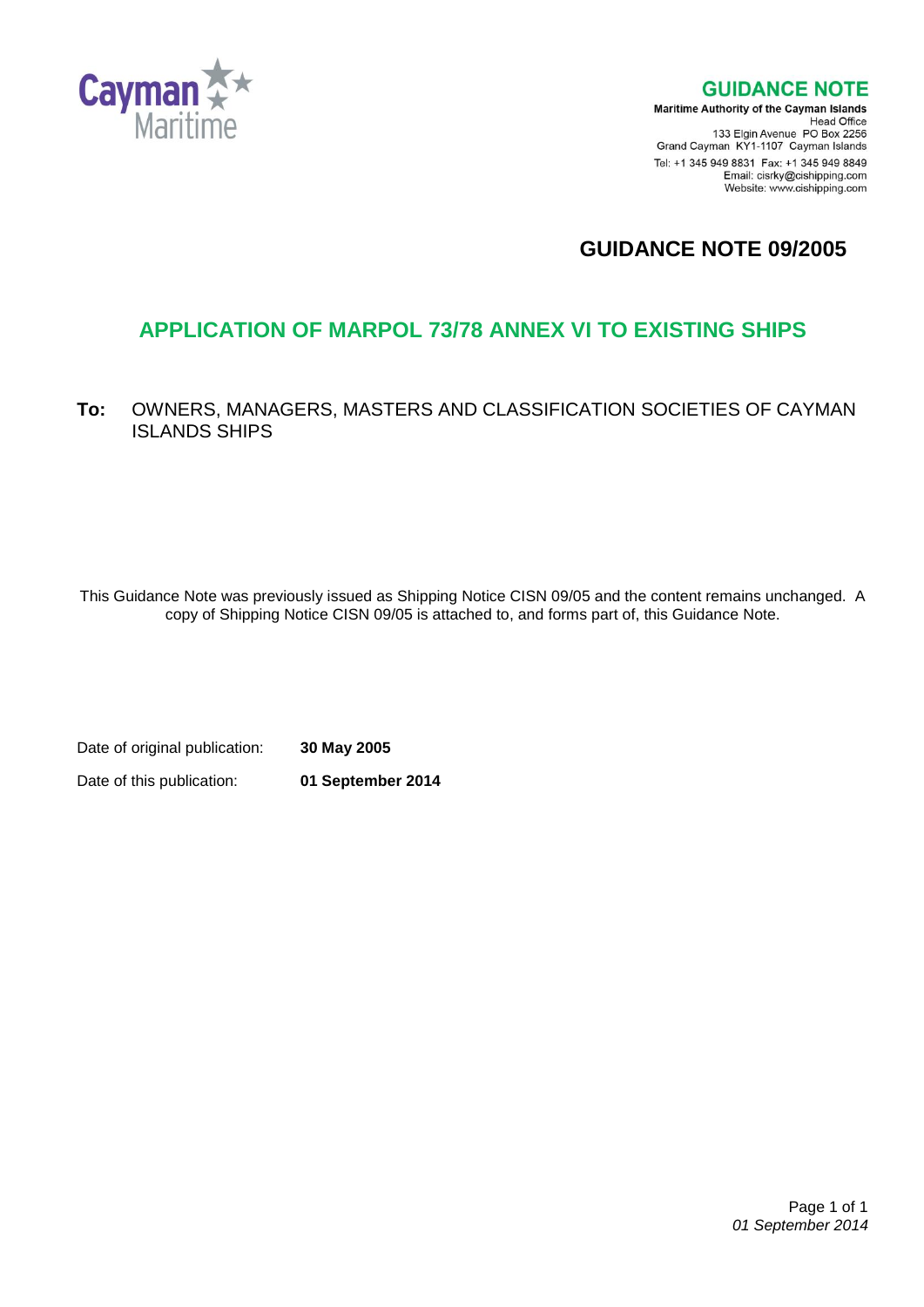Cayman Maritime

# GUIDANCE NOTE

**Maritime Authority of the Cayman Islands**
Head Office
133 Elgin Avenue PO Box 2256
Grand Cayman KY1-1107 Cayman Islands
Tel: +1 345 949 8831 Fax: +1 345 949 8849
Email: cisrky@cishipping.com
Website: www.cishipping.com

## GUIDANCE NOTE 09/2005

## APPLICATION OF MARPOL 73/78 ANNEX VI TO EXISTING SHIPS

**To:** OWNERS, MANAGERS, MASTERS AND CLASSIFICATION SOCIETIES OF CAYMAN ISLANDS SHIPS

This Guidance Note was previously issued as Shipping Notice CISN 09/05 and the content remains unchanged. A copy of Shipping Notice CISN 09/05 is attached to, and forms part of, this Guidance Note.

Date of original publication: **30 May 2005**

Date of this publication: **01 September 2014**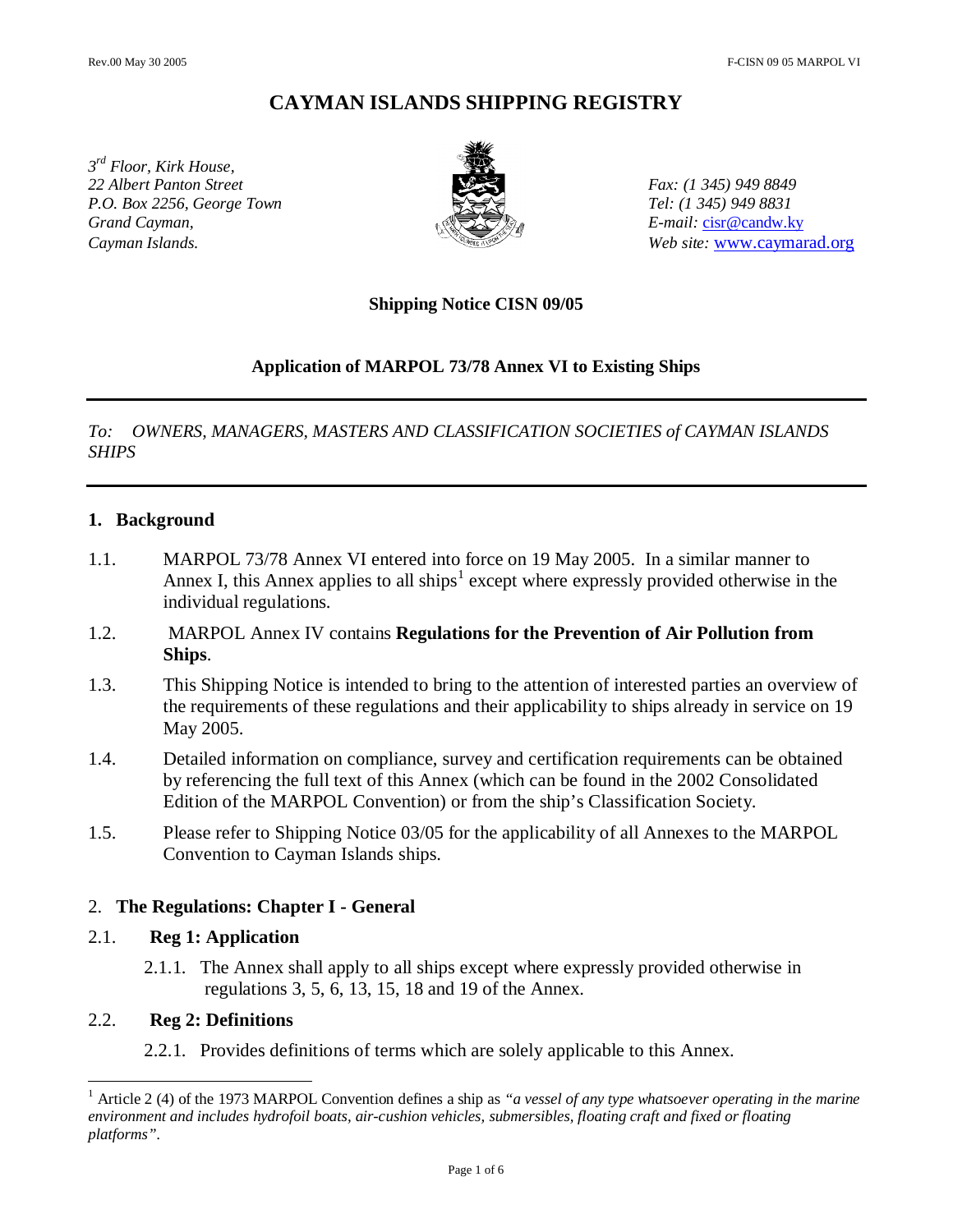# CAYMAN ISLANDS SHIPPING REGISTRY

*3rd Floor, Kirk House,*
*22 Albert Panton Street*
*P.O. Box 2256, George Town*
*Grand Cayman,*
*Cayman Islands.*

*Fax:* (1 345) 949 8849
*Tel:* (1 345) 949 8831
*E-mail:* cisr@candw.ky
*Web site:* www.caymarad.org

**Shipping Notice CISN 09/05**

**Application of MARPOL 73/78 Annex VI to Existing Ships**

---

*To: OWNERS, MANAGERS, MASTERS AND CLASSIFICATION SOCIETIES of CAYMAN ISLANDS SHIPS*

---

## 1. Background

1.1. MARPOL 73/78 Annex VI entered into force on 19 May 2005. In a similar manner to Annex I, this Annex applies to all ships[1] except where expressly provided otherwise in the individual regulations.

1.2. MARPOL Annex IV contains **Regulations for the Prevention of Air Pollution from Ships**.

1.3. This Shipping Notice is intended to bring to the attention of interested parties an overview of the requirements of these regulations and their applicability to ships already in service on 19 May 2005.

1.4. Detailed information on compliance, survey and certification requirements can be obtained by referencing the full text of this Annex (which can be found in the 2002 Consolidated Edition of the MARPOL Convention) or from the ship's Classification Society.

1.5. Please refer to Shipping Notice 03/05 for the applicability of all Annexes to the MARPOL Convention to Cayman Islands ships.

## 2. The Regulations: Chapter I - General

### 2.1. Reg 1: Application

2.1.1. The Annex shall apply to all ships except where expressly provided otherwise in regulations 3, 5, 6, 13, 15, 18 and 19 of the Annex.

### 2.2. Reg 2: Definitions

2.2.1. Provides definitions of terms which are solely applicable to this Annex.

---

[1] Article 2 (4) of the 1973 MARPOL Convention defines a ship as *"a vessel of any type whatsoever operating in the marine environment and includes hydrofoil boats, air-cushion vehicles, submersibles, floating craft and fixed or floating platforms"*.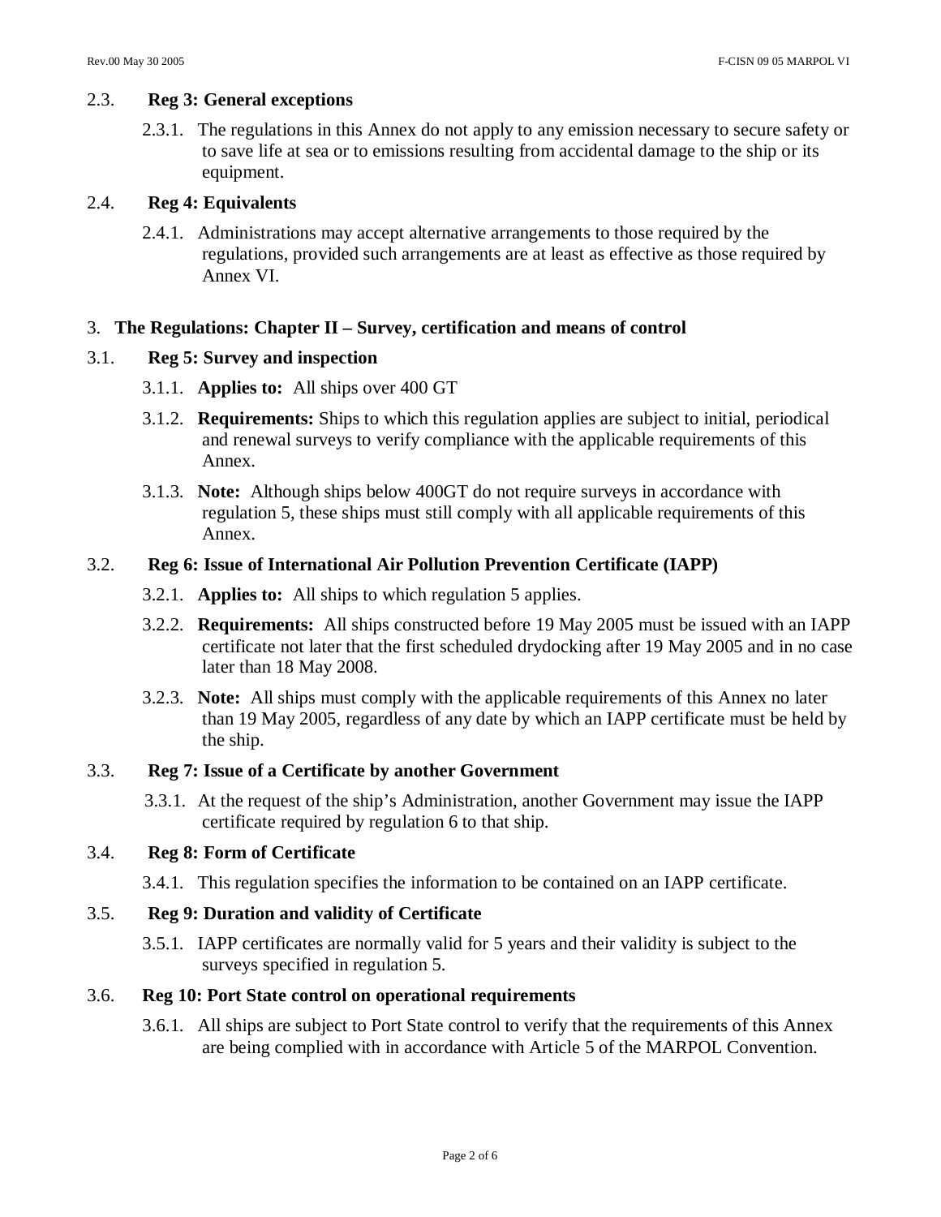### 2.3. Reg 3: General exceptions

2.3.1. The regulations in this Annex do not apply to any emission necessary to secure safety or to save life at sea or to emissions resulting from accidental damage to the ship or its equipment.

### 2.4. Reg 4: Equivalents

2.4.1. Administrations may accept alternative arrangements to those required by the regulations, provided such arrangements are at least as effective as those required by Annex VI.

## 3. The Regulations: Chapter II – Survey, certification and means of control

### 3.1. Reg 5: Survey and inspection

3.1.1. **Applies to:** All ships over 400 GT

3.1.2. **Requirements:** Ships to which this regulation applies are subject to initial, periodical and renewal surveys to verify compliance with the applicable requirements of this Annex.

3.1.3. **Note:** Although ships below 400GT do not require surveys in accordance with regulation 5, these ships must still comply with all applicable requirements of this Annex.

### 3.2. Reg 6: Issue of International Air Pollution Prevention Certificate (IAPP)

3.2.1. **Applies to:** All ships to which regulation 5 applies.

3.2.2. **Requirements:** All ships constructed before 19 May 2005 must be issued with an IAPP certificate not later that the first scheduled drydocking after 19 May 2005 and in no case later than 18 May 2008.

3.2.3. **Note:** All ships must comply with the applicable requirements of this Annex no later than 19 May 2005, regardless of any date by which an IAPP certificate must be held by the ship.

### 3.3. Reg 7: Issue of a Certificate by another Government

3.3.1. At the request of the ship's Administration, another Government may issue the IAPP certificate required by regulation 6 to that ship.

### 3.4. Reg 8: Form of Certificate

3.4.1. This regulation specifies the information to be contained on an IAPP certificate.

### 3.5. Reg 9: Duration and validity of Certificate

3.5.1. IAPP certificates are normally valid for 5 years and their validity is subject to the surveys specified in regulation 5.

### 3.6. Reg 10: Port State control on operational requirements

3.6.1. All ships are subject to Port State control to verify that the requirements of this Annex are being complied with in accordance with Article 5 of the MARPOL Convention.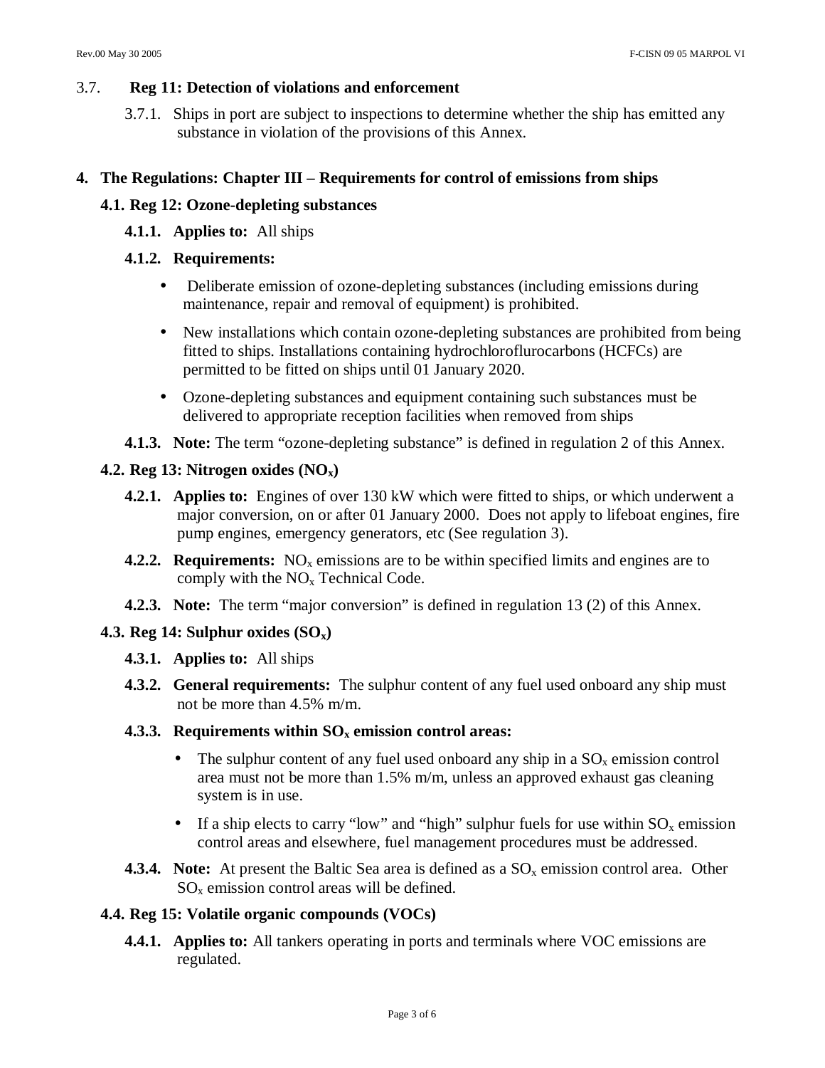### 3.7. Reg 11: Detection of violations and enforcement

3.7.1. Ships in port are subject to inspections to determine whether the ship has emitted any substance in violation of the provisions of this Annex.

## 4. The Regulations: Chapter III – Requirements for control of emissions from ships

### 4.1. Reg 12: Ozone-depleting substances

**4.1.1. Applies to:** All ships

**4.1.2. Requirements:**

- Deliberate emission of ozone-depleting substances (including emissions during maintenance, repair and removal of equipment) is prohibited.
- New installations which contain ozone-depleting substances are prohibited from being fitted to ships. Installations containing hydrochloroflurocarbons (HCFCs) are permitted to be fitted on ships until 01 January 2020.
- Ozone-depleting substances and equipment containing such substances must be delivered to appropriate reception facilities when removed from ships

**4.1.3. Note:** The term "ozone-depleting substance" is defined in regulation 2 of this Annex.

### 4.2. Reg 13: Nitrogen oxides ($NO_x$)

**4.2.1. Applies to:** Engines of over 130 kW which were fitted to ships, or which underwent a major conversion, on or after 01 January 2000. Does not apply to lifeboat engines, fire pump engines, emergency generators, etc (See regulation 3).

**4.2.2. Requirements:** $NO_x$ emissions are to be within specified limits and engines are to comply with the $NO_x$ Technical Code.

**4.2.3. Note:** The term "major conversion" is defined in regulation 13 (2) of this Annex.

### 4.3. Reg 14: Sulphur oxides ($SO_x$)

**4.3.1. Applies to:** All ships

**4.3.2. General requirements:** The sulphur content of any fuel used onboard any ship must not be more than 4.5% m/m.

**4.3.3. Requirements within $SO_x$ emission control areas:**

- The sulphur content of any fuel used onboard any ship in a $SO_x$ emission control area must not be more than 1.5% m/m, unless an approved exhaust gas cleaning system is in use.
- If a ship elects to carry "low" and "high" sulphur fuels for use within $SO_x$ emission control areas and elsewhere, fuel management procedures must be addressed.

**4.3.4. Note:** At present the Baltic Sea area is defined as a $SO_x$ emission control area. Other $SO_x$ emission control areas will be defined.

### 4.4. Reg 15: Volatile organic compounds (VOCs)

**4.4.1. Applies to:** All tankers operating in ports and terminals where VOC emissions are regulated.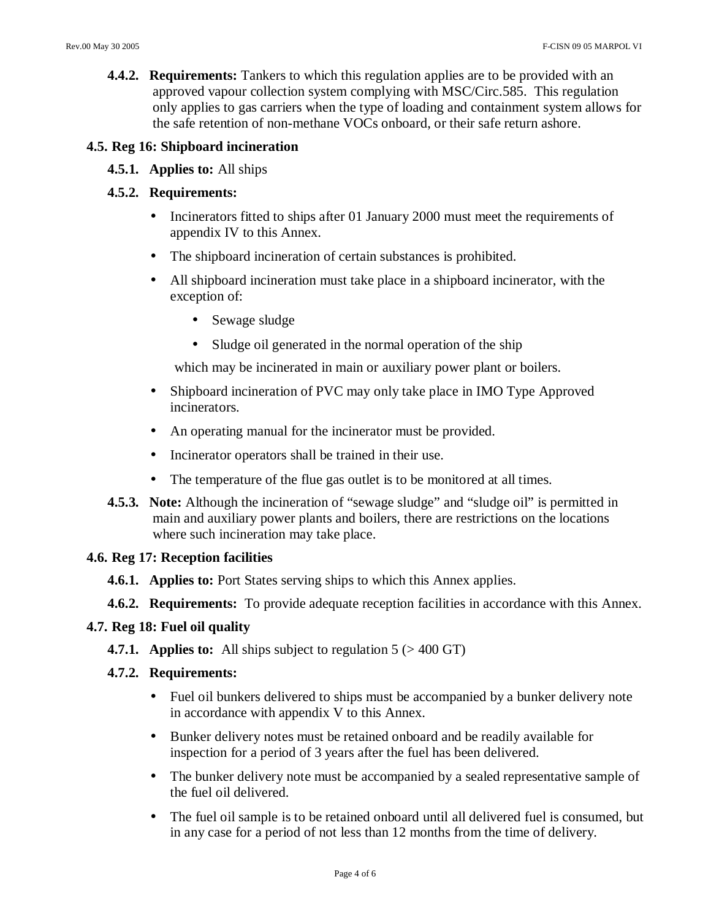**4.4.2. Requirements:** Tankers to which this regulation applies are to be provided with an approved vapour collection system complying with MSC/Circ.585. This regulation only applies to gas carriers when the type of loading and containment system allows for the safe retention of non-methane VOCs onboard, or their safe return ashore.

### 4.5. Reg 16: Shipboard incineration

**4.5.1. Applies to:** All ships

**4.5.2. Requirements:**

- Incinerators fitted to ships after 01 January 2000 must meet the requirements of appendix IV to this Annex.
- The shipboard incineration of certain substances is prohibited.
- All shipboard incineration must take place in a shipboard incinerator, with the exception of:
    - Sewage sludge
    - Sludge oil generated in the normal operation of the ship

  which may be incinerated in main or auxiliary power plant or boilers.
- Shipboard incineration of PVC may only take place in IMO Type Approved incinerators.
- An operating manual for the incinerator must be provided.
- Incinerator operators shall be trained in their use.
- The temperature of the flue gas outlet is to be monitored at all times.

**4.5.3. Note:** Although the incineration of "sewage sludge" and "sludge oil" is permitted in main and auxiliary power plants and boilers, there are restrictions on the locations where such incineration may take place.

### 4.6. Reg 17: Reception facilities

**4.6.1. Applies to:** Port States serving ships to which this Annex applies.

**4.6.2. Requirements:** To provide adequate reception facilities in accordance with this Annex.

### 4.7. Reg 18: Fuel oil quality

**4.7.1. Applies to:** All ships subject to regulation 5 (> 400 GT)

**4.7.2. Requirements:**

- Fuel oil bunkers delivered to ships must be accompanied by a bunker delivery note in accordance with appendix V to this Annex.
- Bunker delivery notes must be retained onboard and be readily available for inspection for a period of 3 years after the fuel has been delivered.
- The bunker delivery note must be accompanied by a sealed representative sample of the fuel oil delivered.
- The fuel oil sample is to be retained onboard until all delivered fuel is consumed, but in any case for a period of not less than 12 months from the time of delivery.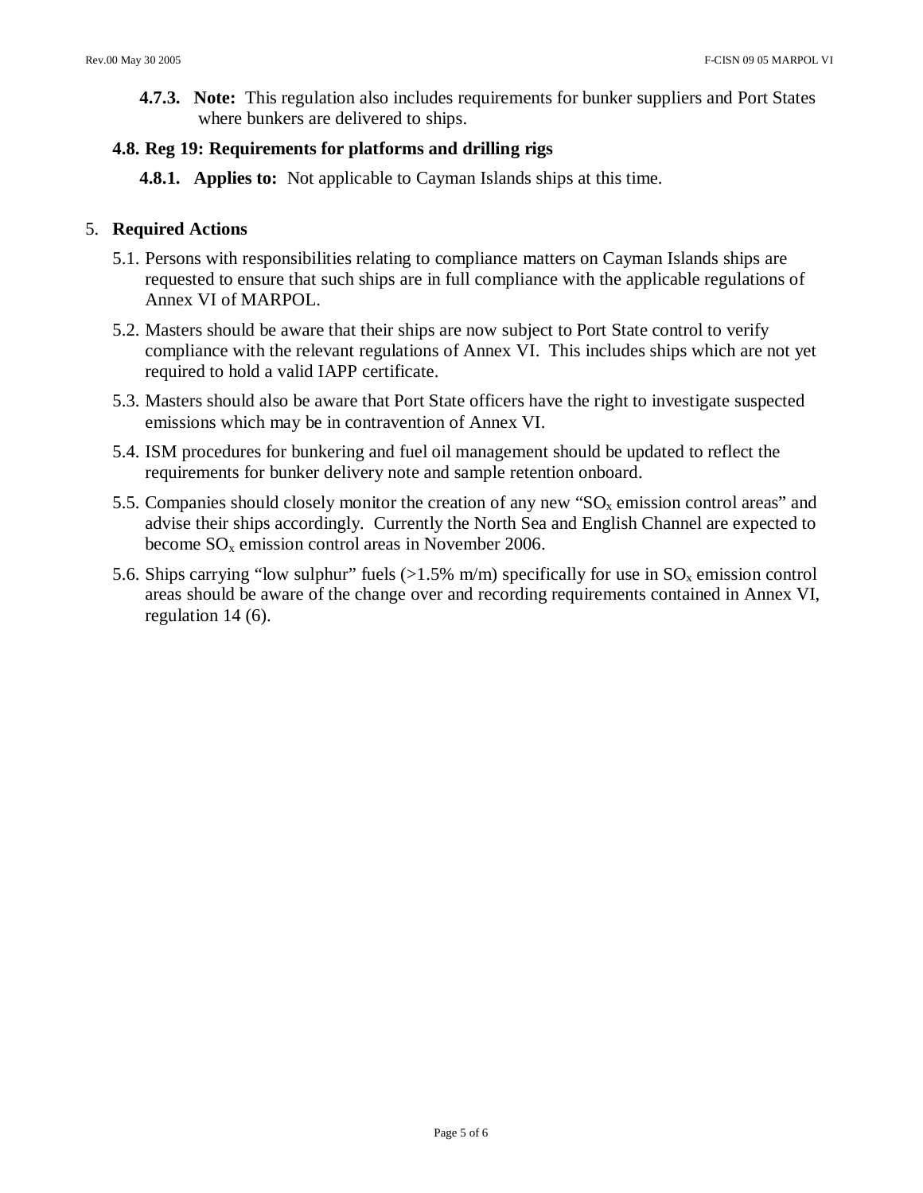**4.7.3. Note:** This regulation also includes requirements for bunker suppliers and Port States where bunkers are delivered to ships.

### 4.8. Reg 19: Requirements for platforms and drilling rigs

**4.8.1. Applies to:** Not applicable to Cayman Islands ships at this time.

## 5. Required Actions

5.1. Persons with responsibilities relating to compliance matters on Cayman Islands ships are requested to ensure that such ships are in full compliance with the applicable regulations of Annex VI of MARPOL.

5.2. Masters should be aware that their ships are now subject to Port State control to verify compliance with the relevant regulations of Annex VI. This includes ships which are not yet required to hold a valid IAPP certificate.

5.3. Masters should also be aware that Port State officers have the right to investigate suspected emissions which may be in contravention of Annex VI.

5.4. ISM procedures for bunkering and fuel oil management should be updated to reflect the requirements for bunker delivery note and sample retention onboard.

5.5. Companies should closely monitor the creation of any new "$SO_x$ emission control areas" and advise their ships accordingly. Currently the North Sea and English Channel are expected to become $SO_x$ emission control areas in November 2006.

5.6. Ships carrying "low sulphur" fuels (>1.5% m/m) specifically for use in $SO_x$ emission control areas should be aware of the change over and recording requirements contained in Annex VI, regulation 14 (6).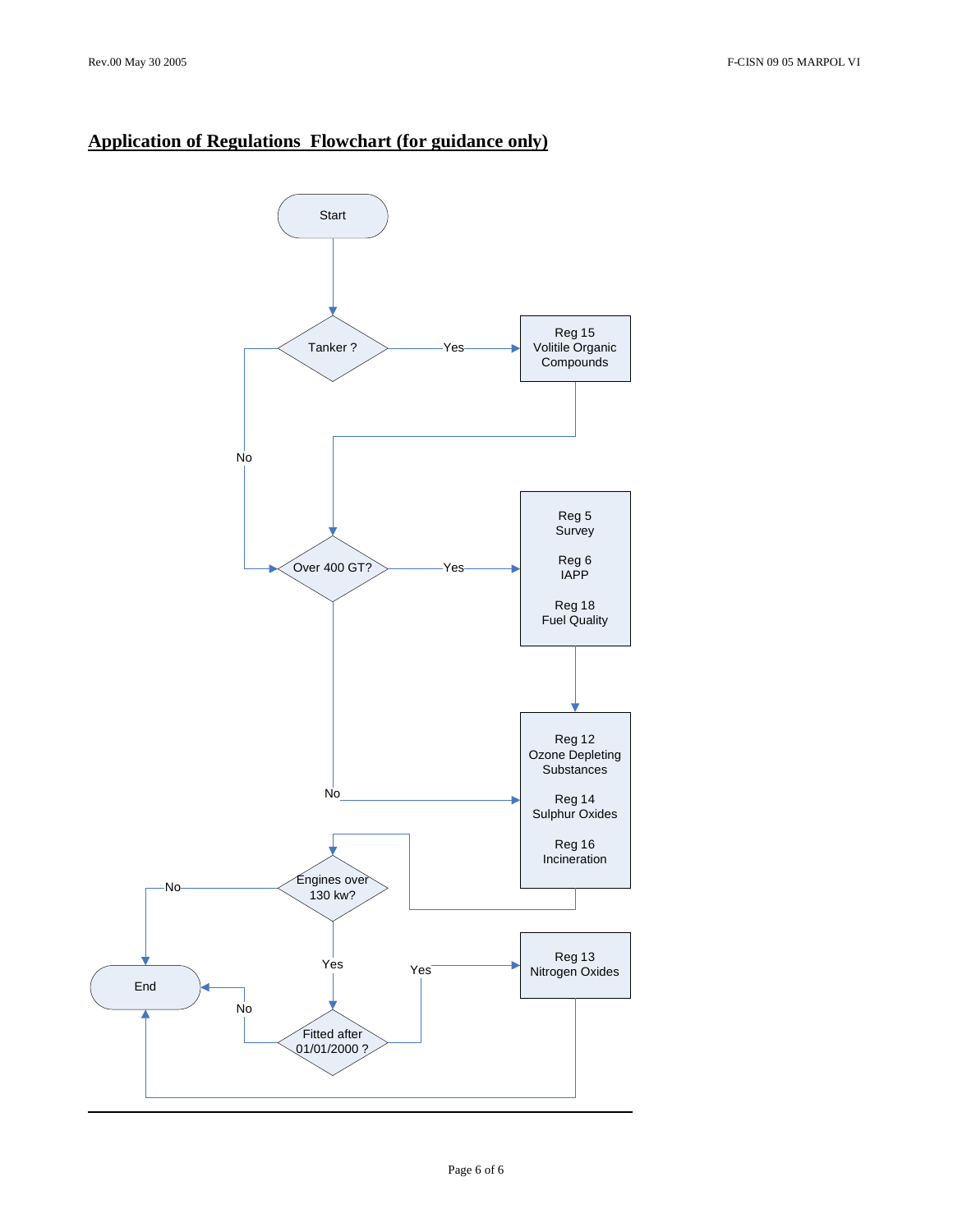## Application of Regulations Flowchart (for guidance only)

Start

Tanker ?

Yes

Reg 15
Volitile Organic
Compounds

No

Over 400 GT?

Yes

Reg 5
Survey

Reg 6
IAPP

Reg 18
Fuel Quality

No

Reg 12
Ozone Depleting
Substances

Reg 14
Sulphur Oxides

Reg 16
Incineration

Engines over
130 kw?

No

End

Yes

Fitted after
01/01/2000 ?

No

Yes

Reg 13
Nitrogen Oxides